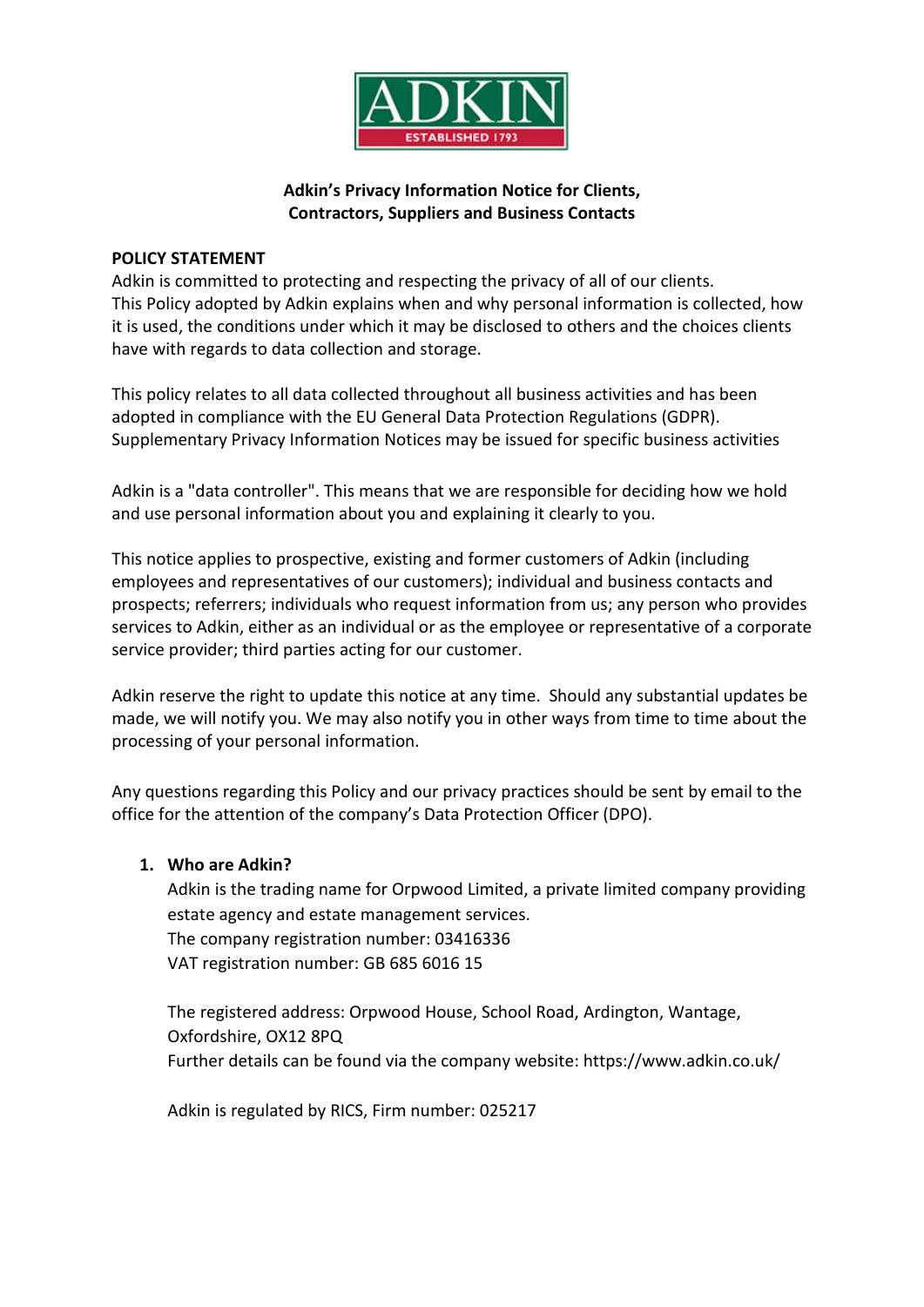ADKIN

ESTABLISHED 1793

# Adkin's Privacy Information Notice for Clients, Contractors, Suppliers and Business Contacts

**POLICY STATEMENT**

Adkin is committed to protecting and respecting the privacy of all of our clients. This Policy adopted by Adkin explains when and why personal information is collected, how it is used, the conditions under which it may be disclosed to others and the choices clients have with regards to data collection and storage.

This policy relates to all data collected throughout all business activities and has been adopted in compliance with the EU General Data Protection Regulations (GDPR). Supplementary Privacy Information Notices may be issued for specific business activities

Adkin is a "data controller". This means that we are responsible for deciding how we hold and use personal information about you and explaining it clearly to you.

This notice applies to prospective, existing and former customers of Adkin (including employees and representatives of our customers); individual and business contacts and prospects; referrers; individuals who request information from us; any person who provides services to Adkin, either as an individual or as the employee or representative of a corporate service provider; third parties acting for our customer.

Adkin reserve the right to update this notice at any time. Should any substantial updates be made, we will notify you. We may also notify you in other ways from time to time about the processing of your personal information.

Any questions regarding this Policy and our privacy practices should be sent by email to the office for the attention of the company's Data Protection Officer (DPO).

1. **Who are Adkin?**

   Adkin is the trading name for Orpwood Limited, a private limited company providing estate agency and estate management services.
   The company registration number: 03416336
   VAT registration number: GB 685 6016 15

   The registered address: Orpwood House, School Road, Ardington, Wantage, Oxfordshire, OX12 8PQ
   Further details can be found via the company website: https://www.adkin.co.uk/

   Adkin is regulated by RICS, Firm number: 025217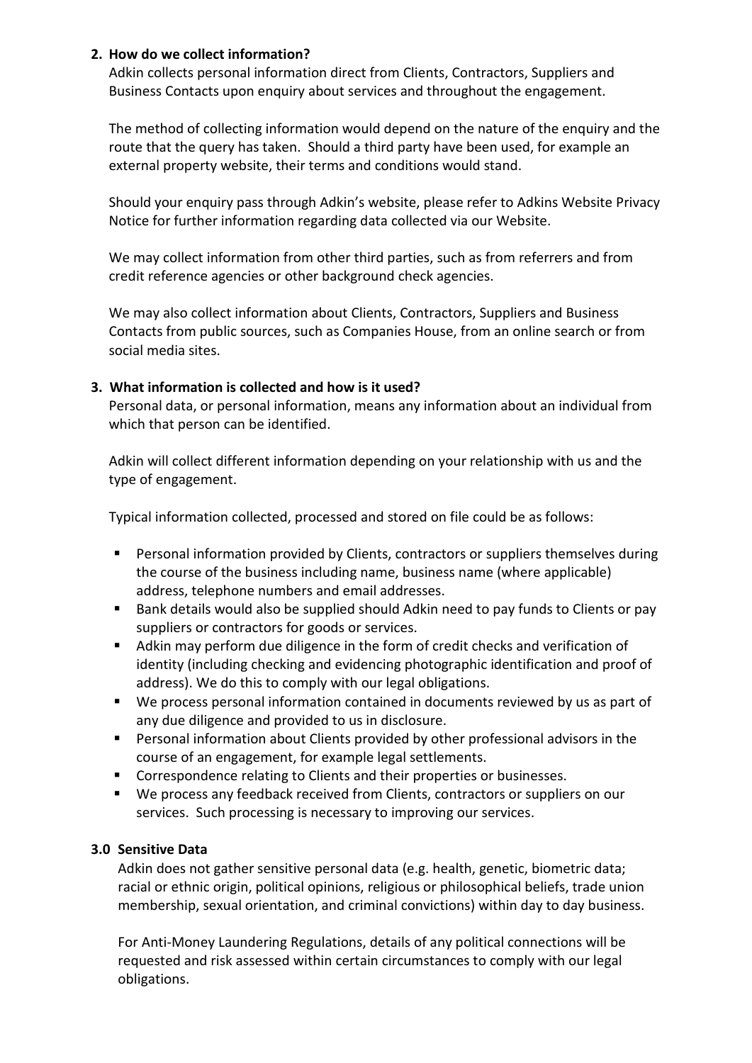## 2. How do we collect information?

Adkin collects personal information direct from Clients, Contractors, Suppliers and Business Contacts upon enquiry about services and throughout the engagement.

The method of collecting information would depend on the nature of the enquiry and the route that the query has taken. Should a third party have been used, for example an external property website, their terms and conditions would stand.

Should your enquiry pass through Adkin's website, please refer to Adkins Website Privacy Notice for further information regarding data collected via our Website.

We may collect information from other third parties, such as from referrers and from credit reference agencies or other background check agencies.

We may also collect information about Clients, Contractors, Suppliers and Business Contacts from public sources, such as Companies House, from an online search or from social media sites.

## 3. What information is collected and how is it used?

Personal data, or personal information, means any information about an individual from which that person can be identified.

Adkin will collect different information depending on your relationship with us and the type of engagement.

Typical information collected, processed and stored on file could be as follows:

- Personal information provided by Clients, contractors or suppliers themselves during the course of the business including name, business name (where applicable) address, telephone numbers and email addresses.
- Bank details would also be supplied should Adkin need to pay funds to Clients or pay suppliers or contractors for goods or services.
- Adkin may perform due diligence in the form of credit checks and verification of identity (including checking and evidencing photographic identification and proof of address). We do this to comply with our legal obligations.
- We process personal information contained in documents reviewed by us as part of any due diligence and provided to us in disclosure.
- Personal information about Clients provided by other professional advisors in the course of an engagement, for example legal settlements.
- Correspondence relating to Clients and their properties or businesses.
- We process any feedback received from Clients, contractors or suppliers on our services. Such processing is necessary to improving our services.

## 3.0 Sensitive Data

Adkin does not gather sensitive personal data (e.g. health, genetic, biometric data; racial or ethnic origin, political opinions, religious or philosophical beliefs, trade union membership, sexual orientation, and criminal convictions) within day to day business.

For Anti-Money Laundering Regulations, details of any political connections will be requested and risk assessed within certain circumstances to comply with our legal obligations.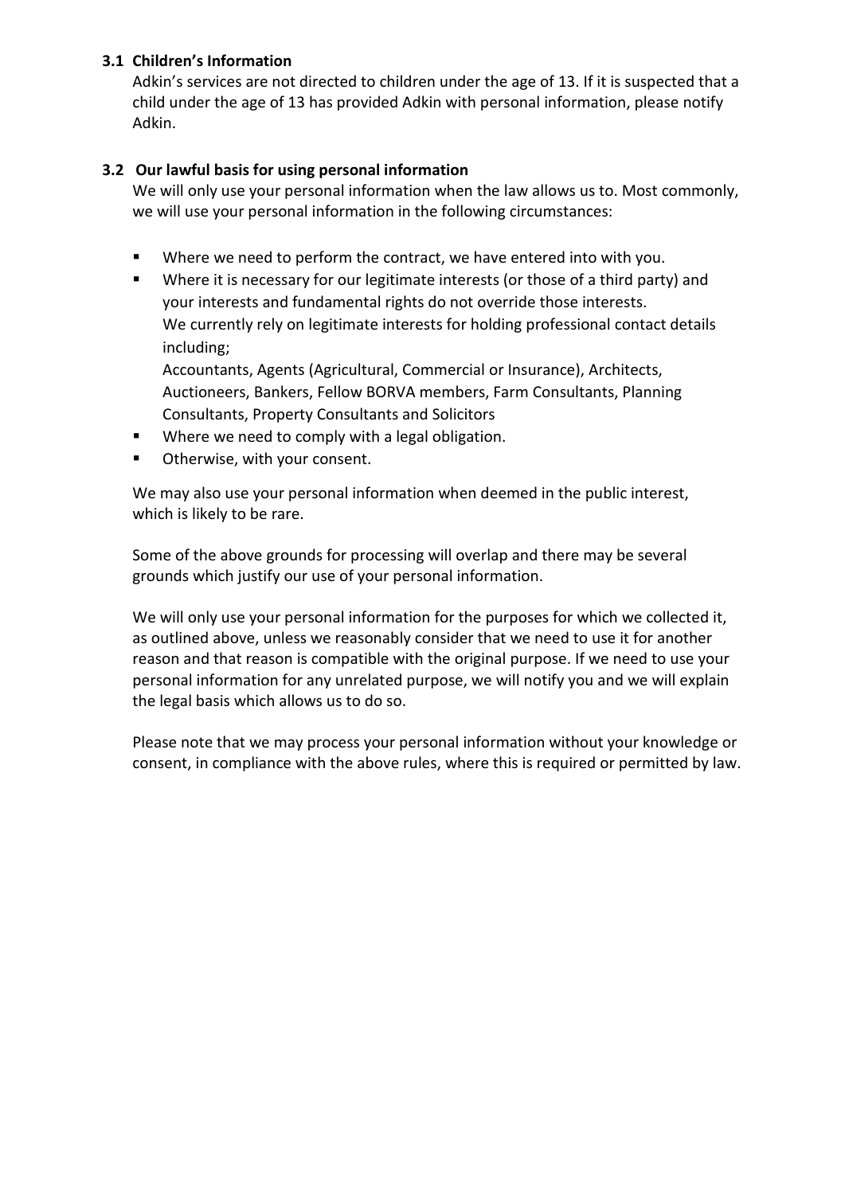### 3.1 Children's Information

Adkin's services are not directed to children under the age of 13. If it is suspected that a child under the age of 13 has provided Adkin with personal information, please notify Adkin.

### 3.2 Our lawful basis for using personal information

We will only use your personal information when the law allows us to. Most commonly, we will use your personal information in the following circumstances:

- Where we need to perform the contract, we have entered into with you.
- Where it is necessary for our legitimate interests (or those of a third party) and your interests and fundamental rights do not override those interests.
  We currently rely on legitimate interests for holding professional contact details including;
  Accountants, Agents (Agricultural, Commercial or Insurance), Architects, Auctioneers, Bankers, Fellow BORVA members, Farm Consultants, Planning Consultants, Property Consultants and Solicitors
- Where we need to comply with a legal obligation.
- Otherwise, with your consent.

We may also use your personal information when deemed in the public interest, which is likely to be rare.

Some of the above grounds for processing will overlap and there may be several grounds which justify our use of your personal information.

We will only use your personal information for the purposes for which we collected it, as outlined above, unless we reasonably consider that we need to use it for another reason and that reason is compatible with the original purpose. If we need to use your personal information for any unrelated purpose, we will notify you and we will explain the legal basis which allows us to do so.

Please note that we may process your personal information without your knowledge or consent, in compliance with the above rules, where this is required or permitted by law.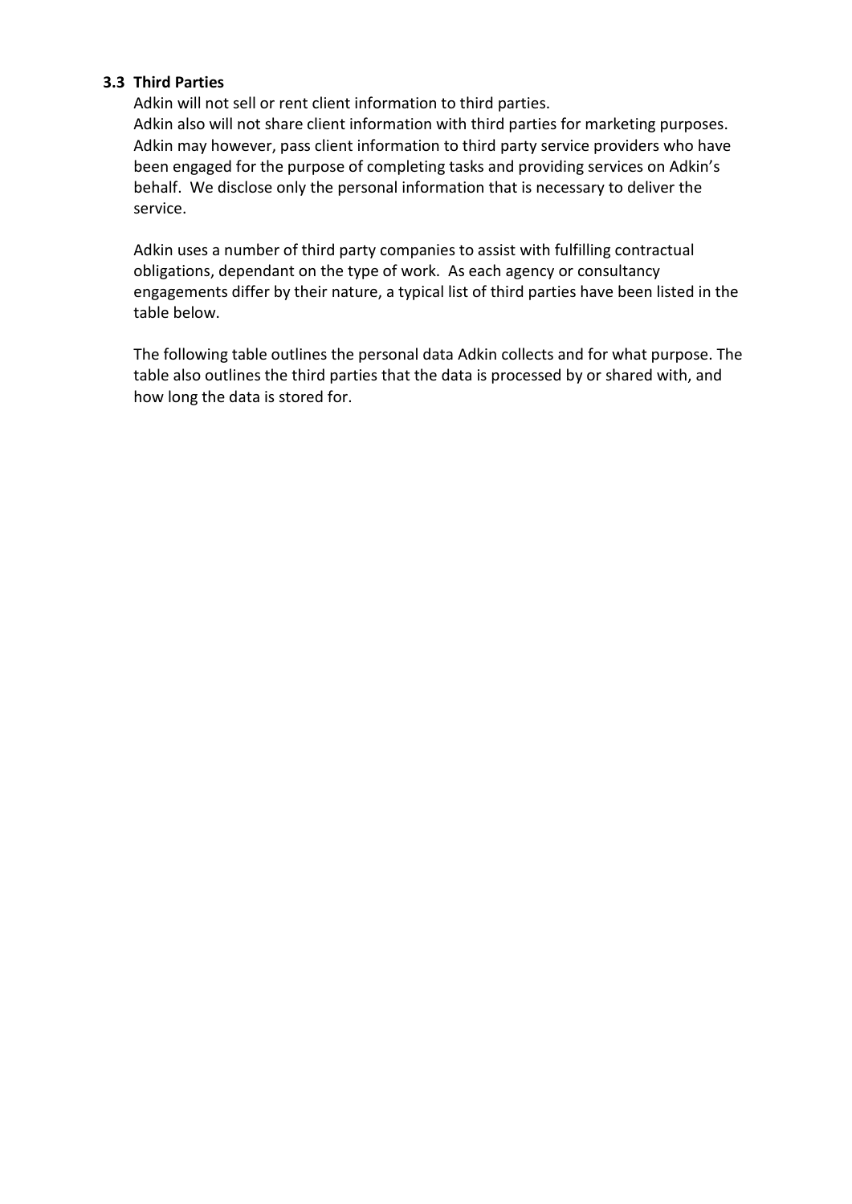### 3.3 Third Parties

Adkin will not sell or rent client information to third parties.
Adkin also will not share client information with third parties for marketing purposes. Adkin may however, pass client information to third party service providers who have been engaged for the purpose of completing tasks and providing services on Adkin's behalf. We disclose only the personal information that is necessary to deliver the service.

Adkin uses a number of third party companies to assist with fulfilling contractual obligations, dependant on the type of work. As each agency or consultancy engagements differ by their nature, a typical list of third parties have been listed in the table below.

The following table outlines the personal data Adkin collects and for what purpose. The table also outlines the third parties that the data is processed by or shared with, and how long the data is stored for.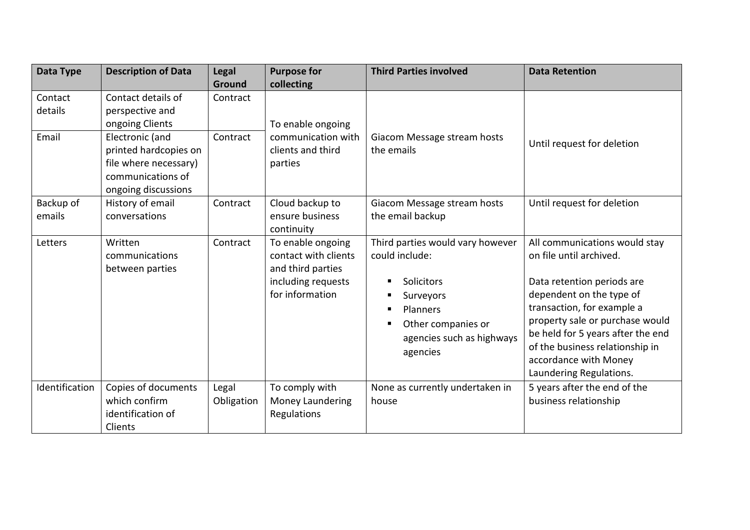| Data Type | Description of Data | Legal Ground | Purpose for collecting | Third Parties involved | Data Retention |
|---|---|---|---|---|---|
| Contact details | Contact details of perspective and ongoing Clients | Contract | To enable ongoing communication with clients and third parties | Giacom Message stream hosts the emails | Until request for deletion |
| Email | Electronic (and printed hardcopies on file where necessary) communications of ongoing discussions | Contract | | | |
| Backup of emails | History of email conversations | Contract | Cloud backup to ensure business continuity | Giacom Message stream hosts the email backup | Until request for deletion |
| Letters | Written communications between parties | Contract | To enable ongoing contact with clients and third parties including requests for information | Third parties would vary however could include:<br>▪ Solicitors<br>▪ Surveyors<br>▪ Planners<br>▪ Other companies or agencies such as highways agencies | All communications would stay on file until archived.<br><br>Data retention periods are dependent on the type of transaction, for example a property sale or purchase would be held for 5 years after the end of the business relationship in accordance with Money Laundering Regulations. |
| Identification | Copies of documents which confirm identification of Clients | Legal Obligation | To comply with Money Laundering Regulations | None as currently undertaken in house | 5 years after the end of the business relationship |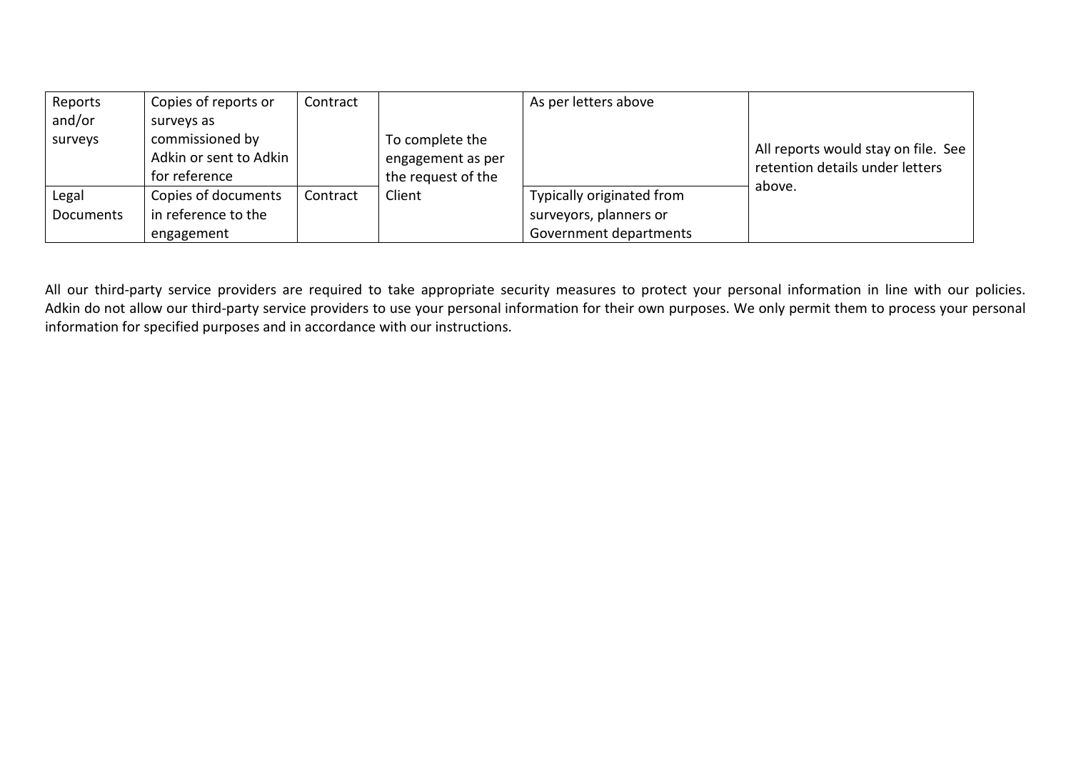| | | | | | |
|---|---|---|---|---|---|
| Reports and/or surveys | Copies of reports or surveys as commissioned by Adkin or sent to Adkin for reference | Contract | To complete the engagement as per the request of the Client | As per letters above | All reports would stay on file. See retention details under letters above. |
| Legal Documents | Copies of documents in reference to the engagement | Contract | | Typically originated from surveyors, planners or Government departments | |

All our third-party service providers are required to take appropriate security measures to protect your personal information in line with our policies. Adkin do not allow our third-party service providers to use your personal information for their own purposes. We only permit them to process your personal information for specified purposes and in accordance with our instructions.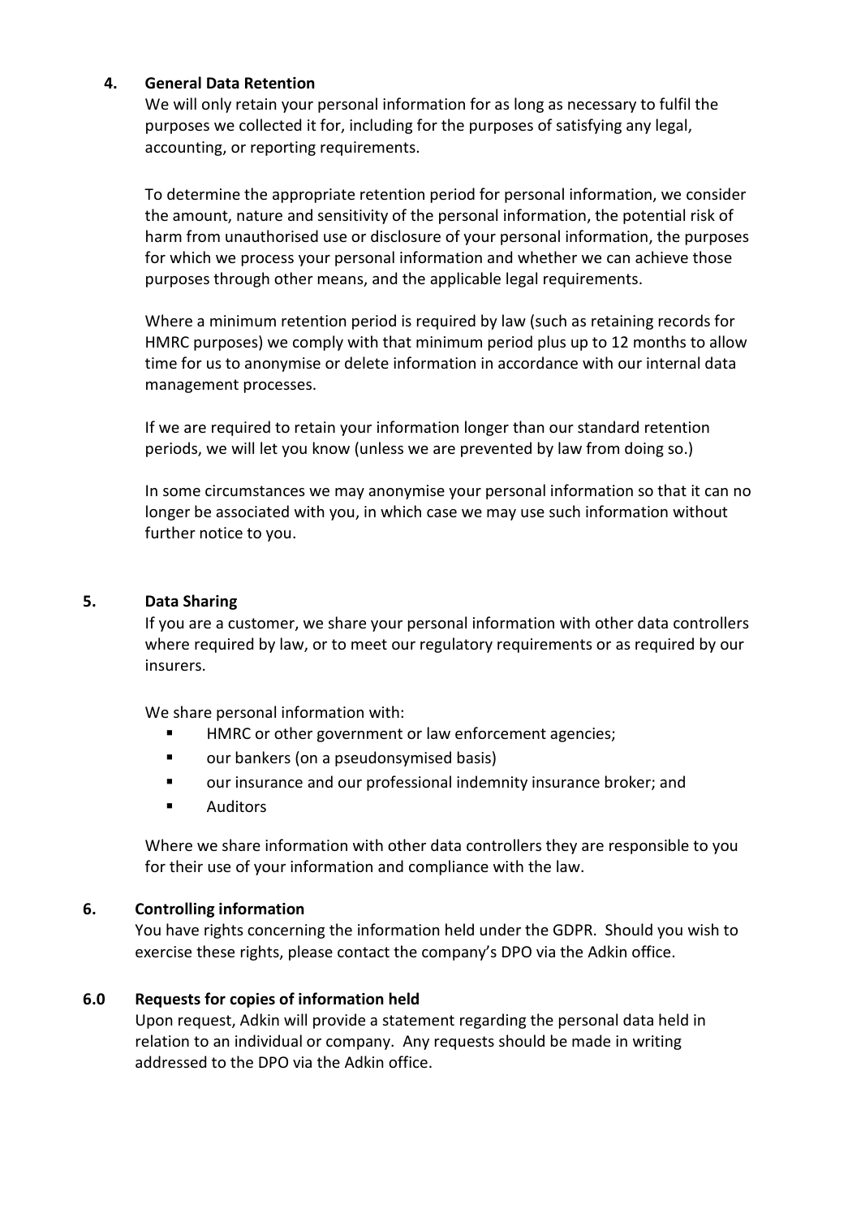## 4. General Data Retention

We will only retain your personal information for as long as necessary to fulfil the purposes we collected it for, including for the purposes of satisfying any legal, accounting, or reporting requirements.

To determine the appropriate retention period for personal information, we consider the amount, nature and sensitivity of the personal information, the potential risk of harm from unauthorised use or disclosure of your personal information, the purposes for which we process your personal information and whether we can achieve those purposes through other means, and the applicable legal requirements.

Where a minimum retention period is required by law (such as retaining records for HMRC purposes) we comply with that minimum period plus up to 12 months to allow time for us to anonymise or delete information in accordance with our internal data management processes.

If we are required to retain your information longer than our standard retention periods, we will let you know (unless we are prevented by law from doing so.)

In some circumstances we may anonymise your personal information so that it can no longer be associated with you, in which case we may use such information without further notice to you.

## 5. Data Sharing

If you are a customer, we share your personal information with other data controllers where required by law, or to meet our regulatory requirements or as required by our insurers.

We share personal information with:

- HMRC or other government or law enforcement agencies;
- our bankers (on a pseudonsymised basis)
- our insurance and our professional indemnity insurance broker; and
- Auditors

Where we share information with other data controllers they are responsible to you for their use of your information and compliance with the law.

## 6. Controlling information

You have rights concerning the information held under the GDPR. Should you wish to exercise these rights, please contact the company's DPO via the Adkin office.

## 6.0 Requests for copies of information held

Upon request, Adkin will provide a statement regarding the personal data held in relation to an individual or company. Any requests should be made in writing addressed to the DPO via the Adkin office.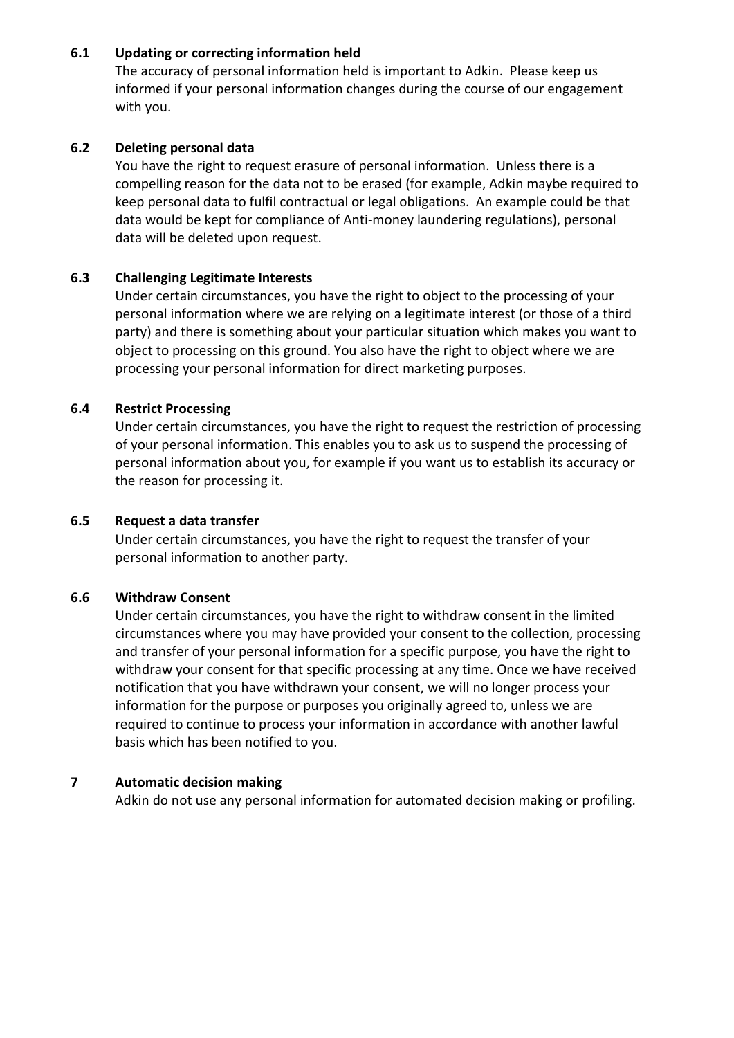### 6.1 Updating or correcting information held

The accuracy of personal information held is important to Adkin. Please keep us informed if your personal information changes during the course of our engagement with you.

### 6.2 Deleting personal data

You have the right to request erasure of personal information. Unless there is a compelling reason for the data not to be erased (for example, Adkin maybe required to keep personal data to fulfil contractual or legal obligations. An example could be that data would be kept for compliance of Anti-money laundering regulations), personal data will be deleted upon request.

### 6.3 Challenging Legitimate Interests

Under certain circumstances, you have the right to object to the processing of your personal information where we are relying on a legitimate interest (or those of a third party) and there is something about your particular situation which makes you want to object to processing on this ground. You also have the right to object where we are processing your personal information for direct marketing purposes.

### 6.4 Restrict Processing

Under certain circumstances, you have the right to request the restriction of processing of your personal information. This enables you to ask us to suspend the processing of personal information about you, for example if you want us to establish its accuracy or the reason for processing it.

### 6.5 Request a data transfer

Under certain circumstances, you have the right to request the transfer of your personal information to another party.

### 6.6 Withdraw Consent

Under certain circumstances, you have the right to withdraw consent in the limited circumstances where you may have provided your consent to the collection, processing and transfer of your personal information for a specific purpose, you have the right to withdraw your consent for that specific processing at any time. Once we have received notification that you have withdrawn your consent, we will no longer process your information for the purpose or purposes you originally agreed to, unless we are required to continue to process your information in accordance with another lawful basis which has been notified to you.

## 7 Automatic decision making

Adkin do not use any personal information for automated decision making or profiling.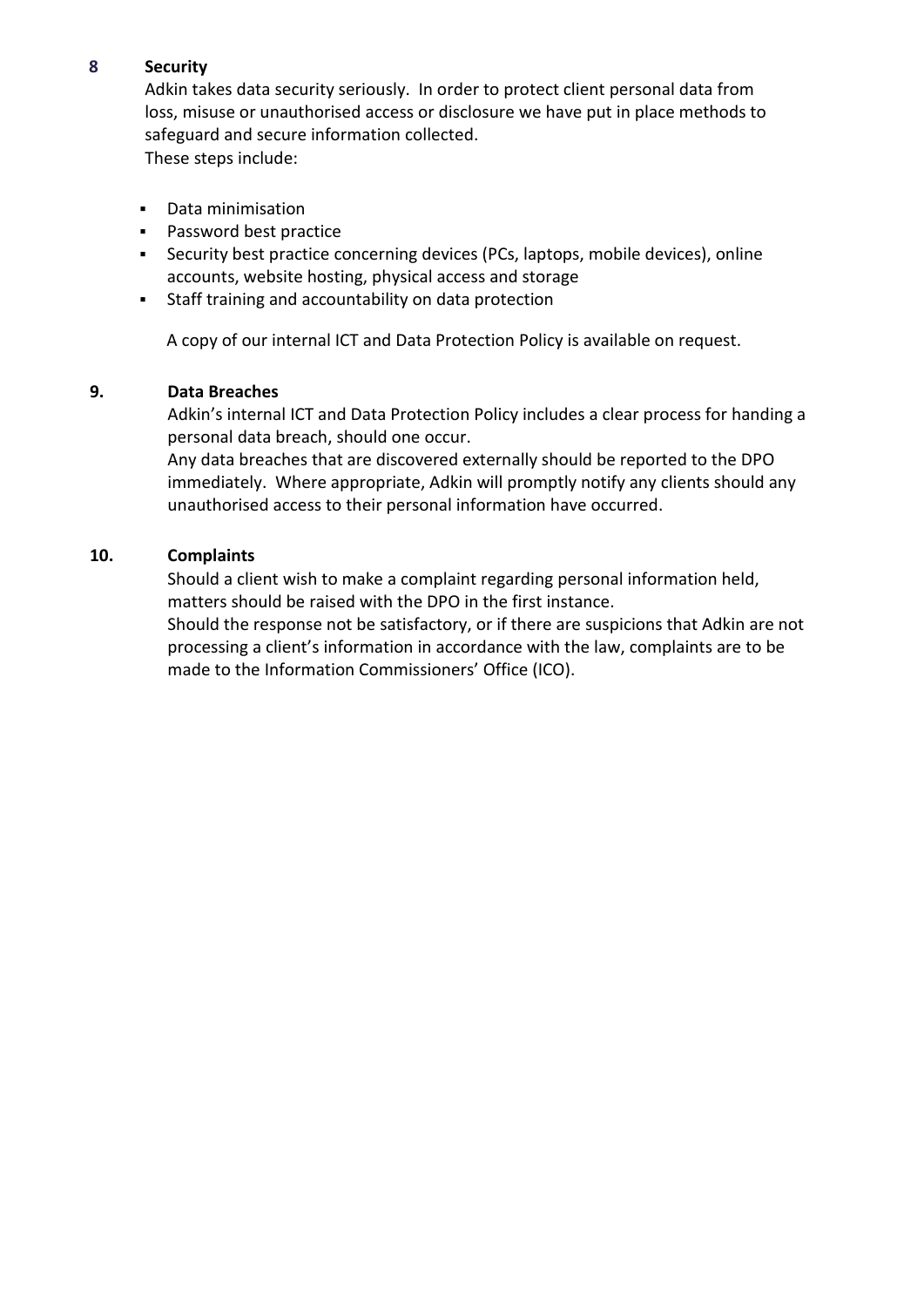## 8 Security

Adkin takes data security seriously. In order to protect client personal data from loss, misuse or unauthorised access or disclosure we have put in place methods to safeguard and secure information collected.
These steps include:

- Data minimisation
- Password best practice
- Security best practice concerning devices (PCs, laptops, mobile devices), online accounts, website hosting, physical access and storage
- Staff training and accountability on data protection

A copy of our internal ICT and Data Protection Policy is available on request.

## 9. Data Breaches

Adkin's internal ICT and Data Protection Policy includes a clear process for handing a personal data breach, should one occur.
Any data breaches that are discovered externally should be reported to the DPO immediately. Where appropriate, Adkin will promptly notify any clients should any unauthorised access to their personal information have occurred.

## 10. Complaints

Should a client wish to make a complaint regarding personal information held, matters should be raised with the DPO in the first instance.
Should the response not be satisfactory, or if there are suspicions that Adkin are not processing a client's information in accordance with the law, complaints are to be made to the Information Commissioners' Office (ICO).